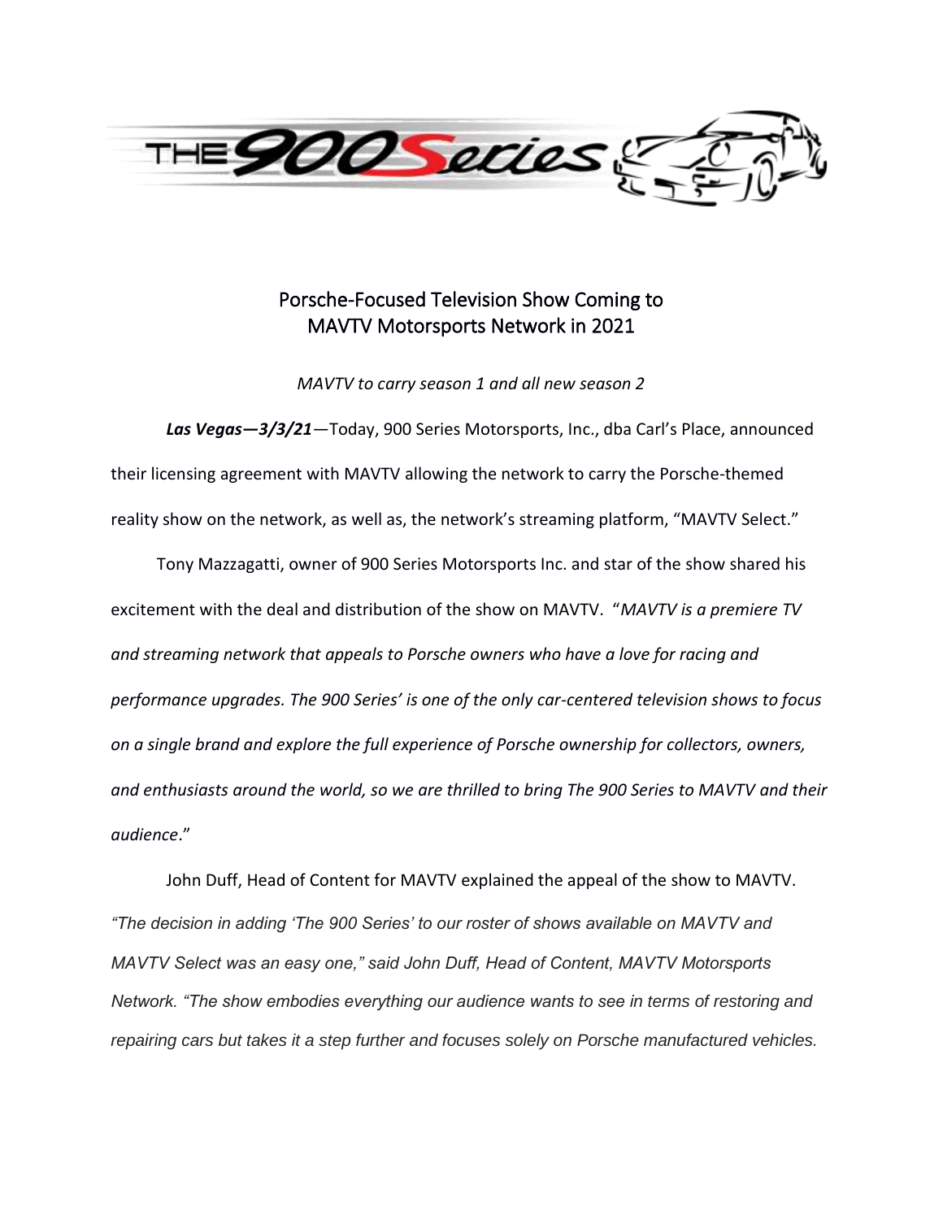THE 900 Series

## Porsche-Focused Television Show Coming to MAVTV Motorsports Network in 2021

*MAVTV to carry season 1 and all new season 2*

***Las Vegas—3/3/21***—Today, 900 Series Motorsports, Inc., dba Carl's Place, announced their licensing agreement with MAVTV allowing the network to carry the Porsche-themed reality show on the network, as well as, the network's streaming platform, "MAVTV Select."

Tony Mazzagatti, owner of 900 Series Motorsports Inc. and star of the show shared his excitement with the deal and distribution of the show on MAVTV. "*MAVTV is a premiere TV and streaming network that appeals to Porsche owners who have a love for racing and performance upgrades. The 900 Series' is one of the only car-centered television shows to focus on a single brand and explore the full experience of Porsche ownership for collectors, owners, and enthusiasts around the world, so we are thrilled to bring The 900 Series to MAVTV and their audience*."

John Duff, Head of Content for MAVTV explained the appeal of the show to MAVTV. *"The decision in adding 'The 900 Series' to our roster of shows available on MAVTV and MAVTV Select was an easy one," said John Duff, Head of Content, MAVTV Motorsports Network. "The show embodies everything our audience wants to see in terms of restoring and repairing cars but takes it a step further and focuses solely on Porsche manufactured vehicles.*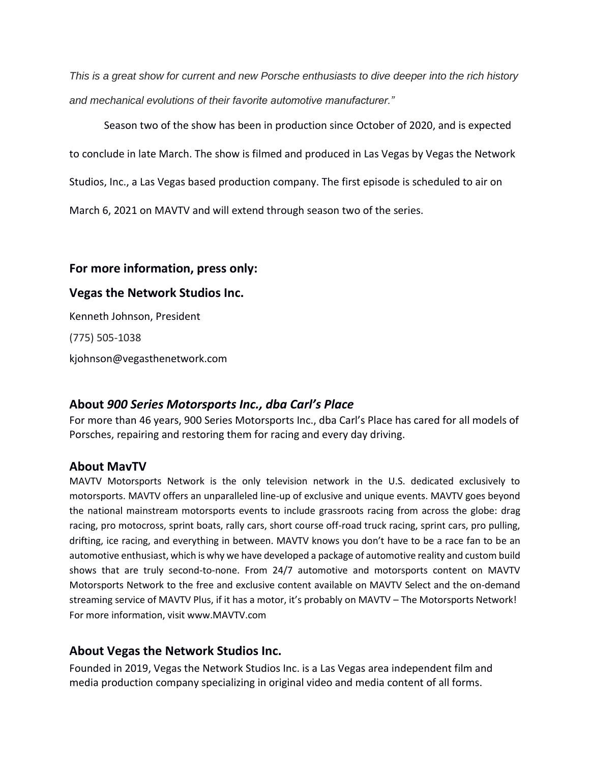*This is a great show for current and new Porsche enthusiasts to dive deeper into the rich history and mechanical evolutions of their favorite automotive manufacturer."*

Season two of the show has been in production since October of 2020, and is expected to conclude in late March. The show is filmed and produced in Las Vegas by Vegas the Network Studios, Inc., a Las Vegas based production company. The first episode is scheduled to air on March 6, 2021 on MAVTV and will extend through season two of the series.

### For more information, press only:

### Vegas the Network Studios Inc.

Kenneth Johnson, President

(775) 505-1038

kjohnson@vegasthenetwork.com

## About *900 Series Motorsports Inc., dba Carl's Place*

For more than 46 years, 900 Series Motorsports Inc., dba Carl's Place has cared for all models of Porsches, repairing and restoring them for racing and every day driving.

## About MavTV

MAVTV Motorsports Network is the only television network in the U.S. dedicated exclusively to motorsports. MAVTV offers an unparalleled line-up of exclusive and unique events. MAVTV goes beyond the national mainstream motorsports events to include grassroots racing from across the globe: drag racing, pro motocross, sprint boats, rally cars, short course off-road truck racing, sprint cars, pro pulling, drifting, ice racing, and everything in between. MAVTV knows you don't have to be a race fan to be an automotive enthusiast, which is why we have developed a package of automotive reality and custom build shows that are truly second-to-none. From 24/7 automotive and motorsports content on MAVTV Motorsports Network to the free and exclusive content available on MAVTV Select and the on-demand streaming service of MAVTV Plus, if it has a motor, it's probably on MAVTV – The Motorsports Network! For more information, visit www.MAVTV.com

## About Vegas the Network Studios Inc.

Founded in 2019, Vegas the Network Studios Inc. is a Las Vegas area independent film and media production company specializing in original video and media content of all forms.